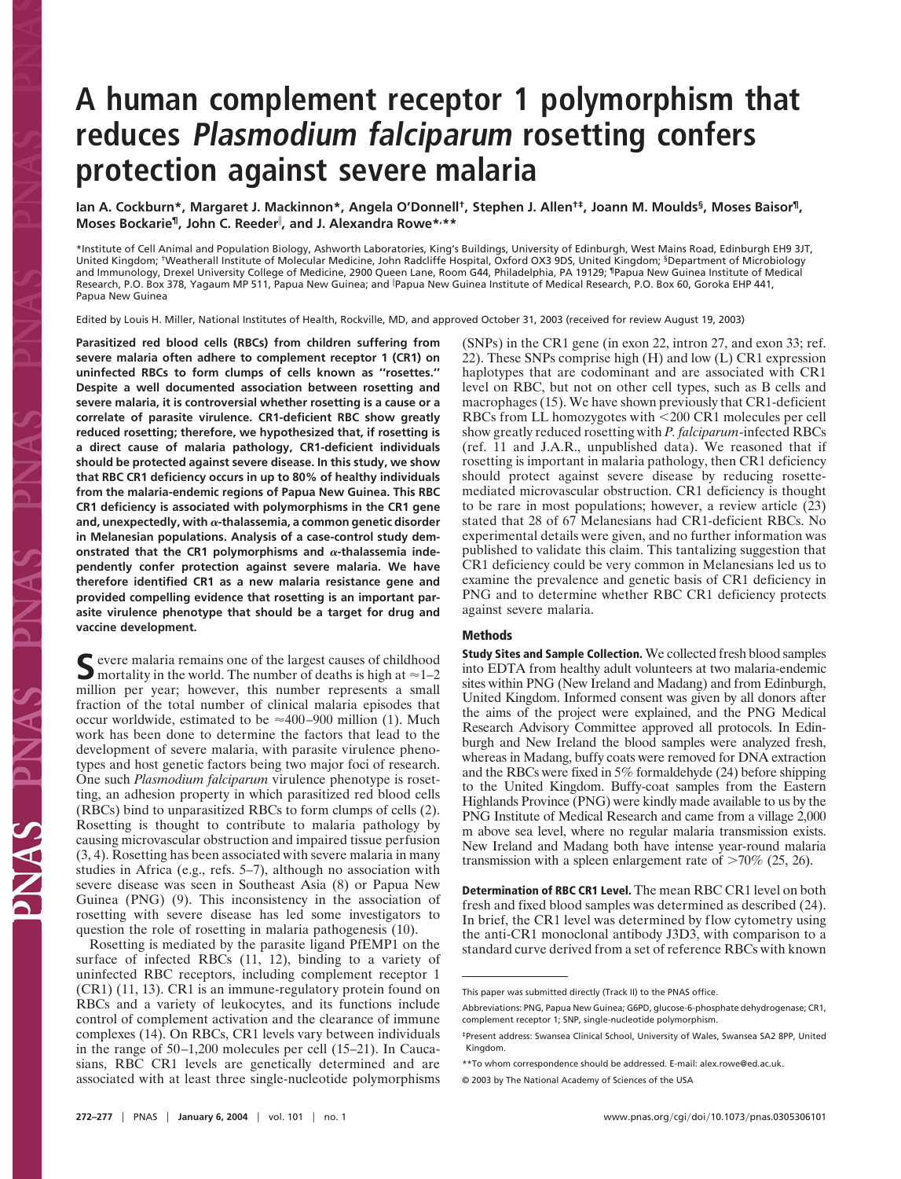# A human complement receptor 1 polymorphism that reduces *Plasmodium falciparum* rosetting confers protection against severe malaria

Ian A. Cockburn*, Margaret J. Mackinnon*, Angela O'Donnell†, Stephen J. Allen†‡, Joann M. Moulds§, Moses Baisor¶, Moses Bockarie¶, John C. Reeder||, and J. Alexandra Rowe*,**

*Institute of Cell Animal and Population Biology, Ashworth Laboratories, King's Buildings, University of Edinburgh, West Mains Road, Edinburgh EH9 3JT, United Kingdom; †Weatherall Institute of Molecular Medicine, John Radcliffe Hospital, Oxford OX3 9DS, United Kingdom; §Department of Microbiology and Immunology, Drexel University College of Medicine, 2900 Queen Lane, Room G44, Philadelphia, PA 19129; ¶Papua New Guinea Institute of Medical Research, P.O. Box 378, Yagaum MP 511, Papua New Guinea; and ||Papua New Guinea Institute of Medical Research, P.O. Box 60, Goroka EHP 441, Papua New Guinea

Edited by Louis H. Miller, National Institutes of Health, Rockville, MD, and approved October 31, 2003 (received for review August 19, 2003)

**Parasitized red blood cells (RBCs) from children suffering from severe malaria often adhere to complement receptor 1 (CR1) on uninfected RBCs to form clumps of cells known as "rosettes." Despite a well documented association between rosetting and severe malaria, it is controversial whether rosetting is a cause or a correlate of parasite virulence. CR1-deficient RBC show greatly reduced rosetting; therefore, we hypothesized that, if rosetting is a direct cause of malaria pathology, CR1-deficient individuals should be protected against severe disease. In this study, we show that RBC CR1 deficiency occurs in up to 80% of healthy individuals from the malaria-endemic regions of Papua New Guinea. This RBC CR1 deficiency is associated with polymorphisms in the CR1 gene and, unexpectedly, with α-thalassemia, a common genetic disorder in Melanesian populations. Analysis of a case-control study demonstrated that the CR1 polymorphisms and α-thalassemia independently confer protection against severe malaria. We have therefore identified CR1 as a new malaria resistance gene and provided compelling evidence that rosetting is an important parasite virulence phenotype that should be a target for drug and vaccine development.**

Severe malaria remains one of the largest causes of childhood mortality in the world. The number of deaths is high at ≈1–2 million per year; however, this number represents a small fraction of the total number of clinical malaria episodes that occur worldwide, estimated to be ≈400–900 million (1). Much work has been done to determine the factors that lead to the development of severe malaria, with parasite virulence phenotypes and host genetic factors being two major foci of research. One such *Plasmodium falciparum* virulence phenotype is rosetting, an adhesion property in which parasitized red blood cells (RBCs) bind to unparasitized RBCs to form clumps of cells (2). Rosetting is thought to contribute to malaria pathology by causing microvascular obstruction and impaired tissue perfusion (3, 4). Rosetting has been associated with severe malaria in many studies in Africa (e.g., refs. 5–7), although no association with severe disease was seen in Southeast Asia (8) or Papua New Guinea (PNG) (9). This inconsistency in the association of rosetting with severe disease has led some investigators to question the role of rosetting in malaria pathogenesis (10).

Rosetting is mediated by the parasite ligand PfEMP1 on the surface of infected RBCs (11, 12), binding to a variety of uninfected RBC receptors, including complement receptor 1 (CR1) (11, 13). CR1 is an immune-regulatory protein found on RBCs and a variety of leukocytes, and its functions include control of complement activation and the clearance of immune complexes (14). On RBCs, CR1 levels vary between individuals in the range of 50–1,200 molecules per cell (15–21). In Caucasians, RBC CR1 levels are genetically determined and are associated with at least three single-nucleotide polymorphisms (SNPs) in the CR1 gene (in exon 22, intron 27, and exon 33; ref. 22). These SNPs comprise high (H) and low (L) CR1 expression haplotypes that are codominant and are associated with CR1 level on RBC, but not on other cell types, such as B cells and macrophages (15). We have shown previously that CR1-deficient RBCs from LL homozygotes with <200 CR1 molecules per cell show greatly reduced rosetting with *P. falciparum*-infected RBCs (ref. 11 and J.A.R., unpublished data). We reasoned that if rosetting is important in malaria pathology, then CR1 deficiency should protect against severe disease by reducing rosette-mediated microvascular obstruction. CR1 deficiency is thought to be rare in most populations; however, a review article (23) stated that 28 of 67 Melanesians had CR1-deficient RBCs. No experimental details were given, and no further information was published to validate this claim. This tantalizing suggestion that CR1 deficiency could be very common in Melanesians led us to examine the prevalence and genetic basis of CR1 deficiency in PNG and to determine whether RBC CR1 deficiency protects against severe malaria.

## Methods

**Study Sites and Sample Collection.** We collected fresh blood samples into EDTA from healthy adult volunteers at two malaria-endemic sites within PNG (New Ireland and Madang) and from Edinburgh, United Kingdom. Informed consent was given by all donors after the aims of the project were explained, and the PNG Medical Research Advisory Committee approved all protocols. In Edinburgh and New Ireland the blood samples were analyzed fresh, whereas in Madang, buffy coats were removed for DNA extraction and the RBCs were fixed in 5% formaldehyde (24) before shipping to the United Kingdom. Buffy-coat samples from the Eastern Highlands Province (PNG) were kindly made available to us by the PNG Institute of Medical Research and came from a village 2,000 m above sea level, where no regular malaria transmission exists. New Ireland and Madang both have intense year-round malaria transmission with a spleen enlargement rate of >70% (25, 26).

**Determination of RBC CR1 Level.** The mean RBC CR1 level on both fresh and fixed blood samples was determined as described (24). In brief, the CR1 level was determined by flow cytometry using the anti-CR1 monoclonal antibody J3D3, with comparison to a standard curve derived from a set of reference RBCs with known

This paper was submitted directly (Track II) to the PNAS office.

Abbreviations: PNG, Papua New Guinea; G6PD, glucose-6-phosphate dehydrogenase; CR1, complement receptor 1; SNP, single-nucleotide polymorphism.

‡Present address: Swansea Clinical School, University of Wales, Swansea SA2 8PP, United Kingdom.

**To whom correspondence should be addressed. E-mail: alex.rowe@ed.ac.uk.

© 2003 by The National Academy of Sciences of the USA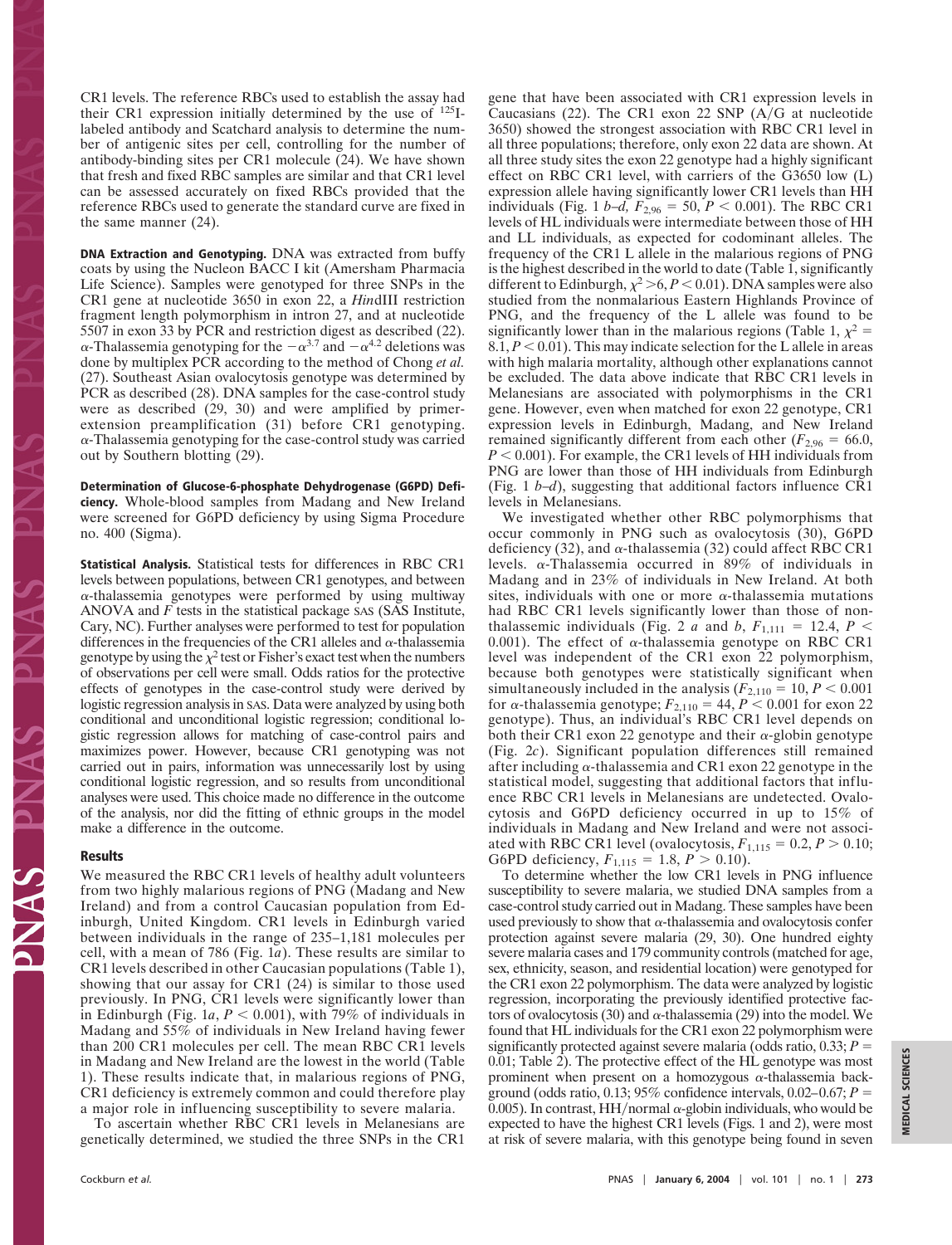CR1 levels. The reference RBCs used to establish the assay had their CR1 expression initially determined by the use of $^{125}$I-labeled antibody and Scatchard analysis to determine the number of antigenic sites per cell, controlling for the number of antibody-binding sites per CR1 molecule (24). We have shown that fresh and fixed RBC samples are similar and that CR1 level can be assessed accurately on fixed RBCs provided that the reference RBCs used to generate the standard curve are fixed in the same manner (24).

**DNA Extraction and Genotyping.** DNA was extracted from buffy coats by using the Nucleon BACC I kit (Amersham Pharmacia Life Science). Samples were genotyped for three SNPs in the CR1 gene at nucleotide 3650 in exon 22, a *Hin*dIII restriction fragment length polymorphism in intron 27, and at nucleotide 5507 in exon 33 by PCR and restriction digest as described (22). α-Thalassemia genotyping for the $-\alpha^{3.7}$ and $-\alpha^{4.2}$ deletions was done by multiplex PCR according to the method of Chong *et al.* (27). Southeast Asian ovalocytosis genotype was determined by PCR as described (28). DNA samples for the case-control study were as described (29, 30) and were amplified by primer-extension preamplification (31) before CR1 genotyping. α-Thalassemia genotyping for the case-control study was carried out by Southern blotting (29).

**Determination of Glucose-6-phosphate Dehydrogenase (G6PD) Deficiency.** Whole-blood samples from Madang and New Ireland were screened for G6PD deficiency by using Sigma Procedure no. 400 (Sigma).

**Statistical Analysis.** Statistical tests for differences in RBC CR1 levels between populations, between CR1 genotypes, and between α-thalassemia genotypes were performed by using multiway ANOVA and *F* tests in the statistical package SAS (SAS Institute, Cary, NC). Further analyses were performed to test for population differences in the frequencies of the CR1 alleles and α-thalassemia genotype by using the $\chi^2$ test or Fisher's exact test when the numbers of observations per cell were small. Odds ratios for the protective effects of genotypes in the case-control study were derived by logistic regression analysis in SAS. Data were analyzed by using both conditional and unconditional logistic regression; conditional logistic regression allows for matching of case-control pairs and maximizes power. However, because CR1 genotyping was not carried out in pairs, information was unnecessarily lost by using conditional logistic regression, and so results from unconditional analyses were used. This choice made no difference in the outcome of the analysis, nor did the fitting of ethnic groups in the model make a difference in the outcome.

## Results

We measured the RBC CR1 levels of healthy adult volunteers from two highly malarious regions of PNG (Madang and New Ireland) and from a control Caucasian population from Edinburgh, United Kingdom. CR1 levels in Edinburgh varied between individuals in the range of 235–1,181 molecules per cell, with a mean of 786 (Fig. 1*a*). These results are similar to CR1 levels described in other Caucasian populations (Table 1), showing that our assay for CR1 (24) is similar to those used previously. In PNG, CR1 levels were significantly lower than in Edinburgh (Fig. 1*a*, $P < 0.001$), with 79% of individuals in Madang and 55% of individuals in New Ireland having fewer than 200 CR1 molecules per cell. The mean RBC CR1 levels in Madang and New Ireland are the lowest in the world (Table 1). These results indicate that, in malarious regions of PNG, CR1 deficiency is extremely common and could therefore play a major role in influencing susceptibility to severe malaria.

To ascertain whether RBC CR1 levels in Melanesians are genetically determined, we studied the three SNPs in the CR1 gene that have been associated with CR1 expression levels in Caucasians (22). The CR1 exon 22 SNP (A/G at nucleotide 3650) showed the strongest association with RBC CR1 level in all three populations; therefore, only exon 22 data are shown. At all three study sites the exon 22 genotype had a highly significant effect on RBC CR1 level, with carriers of the G3650 low (L) expression allele having significantly lower CR1 levels than HH individuals (Fig. 1 *b–d*, $F_{2,96} = 50$, $P < 0.001$). The RBC CR1 levels of HL individuals were intermediate between those of HH and LL individuals, as expected for codominant alleles. The frequency of the CR1 L allele in the malarious regions of PNG is the highest described in the world to date (Table 1, significantly different to Edinburgh, $\chi^2 > 6$, $P < 0.01$). DNA samples were also studied from the nonmalarious Eastern Highlands Province of PNG, and the frequency of the L allele was found to be significantly lower than in the malarious regions (Table 1, $\chi^2 = 8.1$, $P < 0.01$). This may indicate selection for the L allele in areas with high malaria mortality, although other explanations cannot be excluded. The data above indicate that RBC CR1 levels in Melanesians are associated with polymorphisms in the CR1 gene. However, even when matched for exon 22 genotype, CR1 expression levels in Edinburgh, Madang, and New Ireland remained significantly different from each other ($F_{2,96} = 66.0$, $P < 0.001$). For example, the CR1 levels of HH individuals from PNG are lower than those of HH individuals from Edinburgh (Fig. 1 *b–d*), suggesting that additional factors influence CR1 levels in Melanesians.

We investigated whether other RBC polymorphisms that occur commonly in PNG such as ovalocytosis (30), G6PD deficiency (32), and α-thalassemia (32) could affect RBC CR1 levels. α-Thalassemia occurred in 89% of individuals in Madang and in 23% of individuals in New Ireland. At both sites, individuals with one or more α-thalassemia mutations had RBC CR1 levels significantly lower than those of non-thalassemic individuals (Fig. 2 *a* and *b*, $F_{1,111} = 12.4$, $P < 0.001$). The effect of α-thalassemia genotype on RBC CR1 level was independent of the CR1 exon 22 polymorphism, because both genotypes were statistically significant when simultaneously included in the analysis ($F_{2,110} = 10$, $P < 0.001$ for α-thalassemia genotype; $F_{2,110} = 44$, $P < 0.001$ for exon 22 genotype). Thus, an individual's RBC CR1 level depends on both their CR1 exon 22 genotype and their α-globin genotype (Fig. 2*c*). Significant population differences still remained after including α-thalassemia and CR1 exon 22 genotype in the statistical model, suggesting that additional factors that influence RBC CR1 levels in Melanesians are undetected. Ovalocytosis and G6PD deficiency occurred in up to 15% of individuals in Madang and New Ireland and were not associated with RBC CR1 level (ovalocytosis, $F_{1,115} = 0.2$, $P > 0.10$; G6PD deficiency, $F_{1,115} = 1.8$, $P > 0.10$).

To determine whether the low CR1 levels in PNG influence susceptibility to severe malaria, we studied DNA samples from a case-control study carried out in Madang. These samples have been used previously to show that α-thalassemia and ovalocytosis confer protection against severe malaria (29, 30). One hundred eighty severe malaria cases and 179 community controls (matched for age, sex, ethnicity, season, and residential location) were genotyped for the CR1 exon 22 polymorphism. The data were analyzed by logistic regression, incorporating the previously identified protective factors of ovalocytosis (30) and α-thalassemia (29) into the model. We found that HL individuals for the CR1 exon 22 polymorphism were significantly protected against severe malaria (odds ratio, 0.33; $P = 0.01$; Table 2). The protective effect of the HL genotype was most prominent when present on a homozygous α-thalassemia background (odds ratio, 0.13; 95% confidence intervals, 0.02–0.67; $P = 0.005$). In contrast, HH/normal α-globin individuals, who would be expected to have the highest CR1 levels (Figs. 1 and 2), were most at risk of severe malaria, with this genotype being found in seven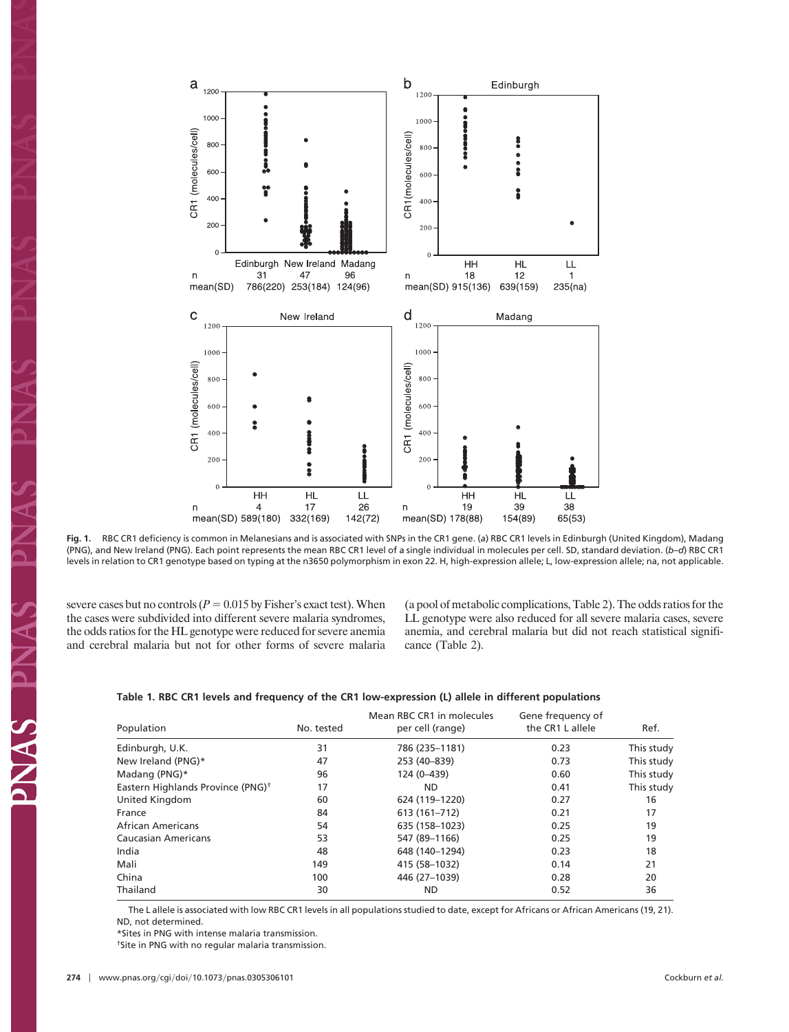a

Edinburgh New Ireland Madang

n 31 47 96

mean(SD) 786(220) 253(184) 124(96)

b Edinburgh

HH HL LL

n 18 12 1

mean(SD) 915(136) 639(159) 235(na)

c New Ireland

HH HL LL

n 4 17 26

mean(SD) 589(180) 332(169) 142(72)

d Madang

HH HL LL

n 19 39 38

mean(SD) 178(88) 154(89) 65(53)

CR1 (molecules/cell)

**Fig. 1.** RBC CR1 deficiency is common in Melanesians and is associated with SNPs in the CR1 gene. (*a*) RBC CR1 levels in Edinburgh (United Kingdom), Madang (PNG), and New Ireland (PNG). Each point represents the mean RBC CR1 level of a single individual in molecules per cell. SD, standard deviation. (*b*–*d*) RBC CR1 levels in relation to CR1 genotype based on typing at the n3650 polymorphism in exon 22. H, high-expression allele; L, low-expression allele; na, not applicable.

severe cases but no controls ($P = 0.015$ by Fisher's exact test). When the cases were subdivided into different severe malaria syndromes, the odds ratios for the HL genotype were reduced for severe anemia and cerebral malaria but not for other forms of severe malaria (a pool of metabolic complications, Table 2). The odds ratios for the LL genotype were also reduced for all severe malaria cases, severe anemia, and cerebral malaria but did not reach statistical significance (Table 2).

**Table 1. RBC CR1 levels and frequency of the CR1 low-expression (L) allele in different populations**

| Population | No. tested | Mean RBC CR1 in molecules per cell (range) | Gene frequency of the CR1 L allele | Ref. |
|---|---|---|---|---|
| Edinburgh, U.K. | 31 | 786 (235–1181) | 0.23 | This study |
| New Ireland (PNG)* | 47 | 253 (40–839) | 0.73 | This study |
| Madang (PNG)* | 96 | 124 (0–439) | 0.60 | This study |
| Eastern Highlands Province (PNG)[†] | 17 | ND | 0.41 | This study |
| United Kingdom | 60 | 624 (119–1220) | 0.27 | 16 |
| France | 84 | 613 (161–712) | 0.21 | 17 |
| African Americans | 54 | 635 (158–1023) | 0.25 | 19 |
| Caucasian Americans | 53 | 547 (89–1166) | 0.25 | 19 |
| India | 48 | 648 (140–1294) | 0.23 | 18 |
| Mali | 149 | 415 (58–1032) | 0.14 | 21 |
| China | 100 | 446 (27–1039) | 0.28 | 20 |
| Thailand | 30 | ND | 0.52 | 36 |

The L allele is associated with low RBC CR1 levels in all populations studied to date, except for Africans or African Americans (19, 21). ND, not determined.

*Sites in PNG with intense malaria transmission.

[†]Site in PNG with no regular malaria transmission.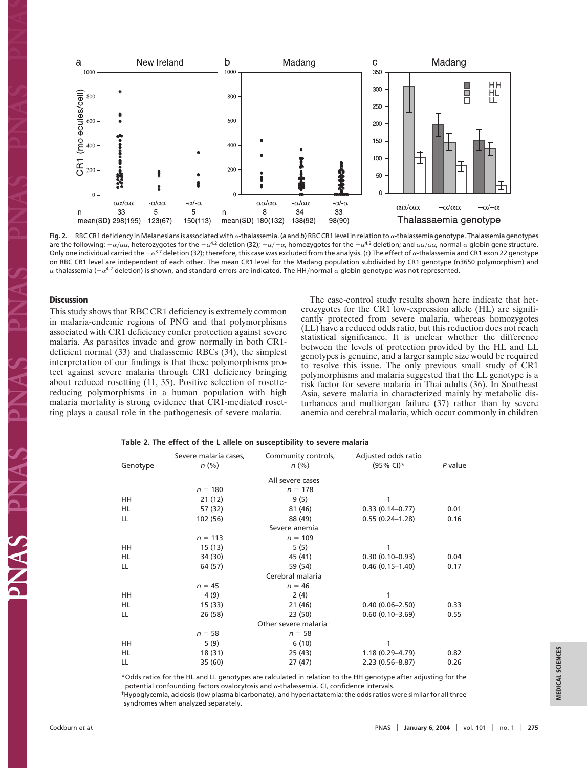a New Ireland

CR1 (molecules/cell)

1000
800
600
400
200
0

αα/αα -α/αα -α/-α

n 33 5 5

mean(SD) 298(195) 123(67) 150(113)

b Madang

1000
800
600
400
200
0

αα/αα -α/αα -α/-α

n 8 34 33

mean(SD) 180(132) 138(92) 98(90)

c Madang

350
300
250
200
150
100
50
0

HH
HL
LL

αα/αα −α/αα −α/−α

Thalassaemia genotype

**Fig. 2.** RBC CR1 deficiency in Melanesians is associated with α-thalassemia. (*a* and *b*) RBC CR1 level in relation to α-thalassemia genotype. Thalassemia genotypes are the following: $-\alpha/\alpha\alpha$, heterozygotes for the $-\alpha^{4.2}$ deletion (32); $-\alpha/-\alpha$, homozygotes for the $-\alpha^{4.2}$ deletion; and $\alpha\alpha/\alpha\alpha$, normal α-globin gene structure. Only one individual carried the $-\alpha^{3.7}$ deletion (32); therefore, this case was excluded from the analysis. (*c*) The effect of α-thalassemia and CR1 exon 22 genotype on RBC CR1 level are independent of each other. The mean CR1 level for the Madang population subdivided by CR1 genotype (n3650 polymorphism) and α-thalassemia ($-\alpha^{4.2}$ deletion) is shown, and standard errors are indicated. The HH/normal α-globin genotype was not represented.

## Discussion

This study shows that RBC CR1 deficiency is extremely common in malaria-endemic regions of PNG and that polymorphisms associated with CR1 deficiency confer protection against severe malaria. As parasites invade and grow normally in both CR1-deficient normal (33) and thalassemic RBCs (34), the simplest interpretation of our findings is that these polymorphisms protect against severe malaria through CR1 deficiency bringing about reduced rosetting (11, 35). Positive selection of rosette-reducing polymorphisms in a human population with high malaria mortality is strong evidence that CR1-mediated rosetting plays a causal role in the pathogenesis of severe malaria.

The case-control study results shown here indicate that heterozygotes for the CR1 low-expression allele (HL) are significantly protected from severe malaria, whereas homozygotes (LL) have a reduced odds ratio, but this reduction does not reach statistical significance. It is unclear whether the difference between the levels of protection provided by the HL and LL genotypes is genuine, and a larger sample size would be required to resolve this issue. The only previous small study of CR1 polymorphisms and malaria suggested that the LL genotype is a risk factor for severe malaria in Thai adults (36). In Southeast Asia, severe malaria in characterized mainly by metabolic disturbances and multiorgan failure (37) rather than by severe anemia and cerebral malaria, which occur commonly in children

**Table 2. The effect of the L allele on susceptibility to severe malaria**

| Genotype | Severe malaria cases, n (%) | Community controls, n (%) | Adjusted odds ratio (95% CI)* | P value |
|---|---|---|---|---|
| | | All severe cases | | |
| | n = 180 | n = 178 | | |
| HH | 21 (12) | 9 (5) | 1 | |
| HL | 57 (32) | 81 (46) | 0.33 (0.14–0.77) | 0.01 |
| LL | 102 (56) | 88 (49) | 0.55 (0.24–1.28) | 0.16 |
| | | Severe anemia | | |
| | n = 113 | n = 109 | | |
| HH | 15 (13) | 5 (5) | 1 | |
| HL | 34 (30) | 45 (41) | 0.30 (0.10–0.93) | 0.04 |
| LL | 64 (57) | 59 (54) | 0.46 (0.15–1.40) | 0.17 |
| | | Cerebral malaria | | |
| | n = 45 | n = 46 | | |
| HH | 4 (9) | 2 (4) | 1 | |
| HL | 15 (33) | 21 (46) | 0.40 (0.06–2.50) | 0.33 |
| LL | 26 (58) | 23 (50) | 0.60 (0.10–3.69) | 0.55 |
| | | Other severe malaria† | | |
| | n = 58 | n = 58 | | |
| HH | 5 (9) | 6 (10) | 1 | |
| HL | 18 (31) | 25 (43) | 1.18 (0.29–4.79) | 0.82 |
| LL | 35 (60) | 27 (47) | 2.23 (0.56–8.87) | 0.26 |

*Odds ratios for the HL and LL genotypes are calculated in relation to the HH genotype after adjusting for the potential confounding factors ovalocytosis and α-thalassemia. CI, confidence intervals.

†Hypoglycemia, acidosis (low plasma bicarbonate), and hyperlactatemia; the odds ratios were similar for all three syndromes when analyzed separately.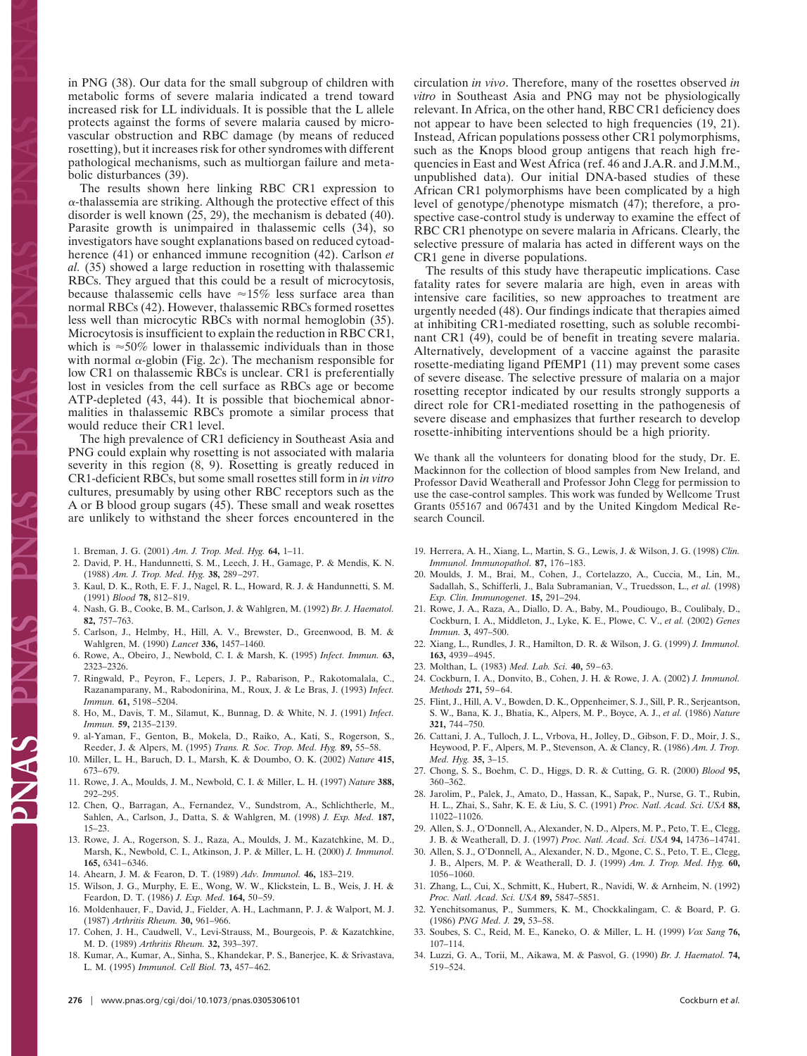in PNG (38). Our data for the small subgroup of children with metabolic forms of severe malaria indicated a trend toward increased risk for LL individuals. It is possible that the L allele protects against the forms of severe malaria caused by microvascular obstruction and RBC damage (by means of reduced rosetting), but it increases risk for other syndromes with different pathological mechanisms, such as multiorgan failure and metabolic disturbances (39).

The results shown here linking RBC CR1 expression to α-thalassemia are striking. Although the protective effect of this disorder is well known (25, 29), the mechanism is debated (40). Parasite growth is unimpaired in thalassemic cells (34), so investigators have sought explanations based on reduced cytoadherence (41) or enhanced immune recognition (42). Carlson *et al.* (35) showed a large reduction in rosetting with thalassemic RBCs. They argued that this could be a result of microcytosis, because thalassemic cells have ≈15% less surface area than normal RBCs (42). However, thalassemic RBCs formed rosettes less well than microcytic RBCs with normal hemoglobin (35). Microcytosis is insufficient to explain the reduction in RBC CR1, which is ≈50% lower in thalassemic individuals than in those with normal α-globin (Fig. 2*c*). The mechanism responsible for low CR1 on thalassemic RBCs is unclear. CR1 is preferentially lost in vesicles from the cell surface as RBCs age or become ATP-depleted (43, 44). It is possible that biochemical abnormalities in thalassemic RBCs promote a similar process that would reduce their CR1 level.

The high prevalence of CR1 deficiency in Southeast Asia and PNG could explain why rosetting is not associated with malaria severity in this region (8, 9). Rosetting is greatly reduced in CR1-deficient RBCs, but some small rosettes still form in *in vitro* cultures, presumably by using other RBC receptors such as the A or B blood group sugars (45). These small and weak rosettes are unlikely to withstand the sheer forces encountered in the circulation *in vivo*. Therefore, many of the rosettes observed *in vitro* in Southeast Asia and PNG may not be physiologically relevant. In Africa, on the other hand, RBC CR1 deficiency does not appear to have been selected to high frequencies (19, 21). Instead, African populations possess other CR1 polymorphisms, such as the Knops blood group antigens that reach high frequencies in East and West Africa (ref. 46 and J.A.R. and J.M.M., unpublished data). Our initial DNA-based studies of these African CR1 polymorphisms have been complicated by a high level of genotype/phenotype mismatch (47); therefore, a prospective case-control study is underway to examine the effect of RBC CR1 phenotype on severe malaria in Africans. Clearly, the selective pressure of malaria has acted in different ways on the CR1 gene in diverse populations.

The results of this study have therapeutic implications. Case fatality rates for severe malaria are high, even in areas with intensive care facilities, so new approaches to treatment are urgently needed (48). Our findings indicate that therapies aimed at inhibiting CR1-mediated rosetting, such as soluble recombinant CR1 (49), could be of benefit in treating severe malaria. Alternatively, development of a vaccine against the parasite rosette-mediating ligand PfEMP1 (11) may prevent some cases of severe disease. The selective pressure of malaria on a major rosetting receptor indicated by our results strongly supports a direct role for CR1-mediated rosetting in the pathogenesis of severe disease and emphasizes that further research to develop rosette-inhibiting interventions should be a high priority.

We thank all the volunteers for donating blood for the study, Dr. E. Mackinnon for the collection of blood samples from New Ireland, and Professor David Weatherall and Professor John Clegg for permission to use the case-control samples. This work was funded by Wellcome Trust Grants 055167 and 067431 and by the United Kingdom Medical Research Council.

1. Breman, J. G. (2001) *Am. J. Trop. Med. Hyg.* **64,** 1–11.
2. David, P. H., Handunnetti, S. M., Leech, J. H., Gamage, P. & Mendis, K. N. (1988) *Am. J. Trop. Med. Hyg.* **38,** 289–297.
3. Kaul, D. K., Roth, E. F. J., Nagel, R. L., Howard, R. J. & Handunnetti, S. M. (1991) *Blood* **78,** 812–819.
4. Nash, G. B., Cooke, B. M., Carlson, J. & Wahlgren, M. (1992) *Br. J. Haematol.* **82,** 757–763.
5. Carlson, J., Helmby, H., Hill, A. V., Brewster, D., Greenwood, B. M. & Wahlgren, M. (1990) *Lancet* **336,** 1457–1460.
6. Rowe, A., Obeiro, J., Newbold, C. I. & Marsh, K. (1995) *Infect. Immun.* **63,** 2323–2326.
7. Ringwald, P., Peyron, F., Lepers, J. P., Rabarison, P., Rakotomalala, C., Razanamparany, M., Rabodonirina, M., Roux, J. & Le Bras, J. (1993) *Infect. Immun.* **61,** 5198–5204.
8. Ho, M., Davis, T. M., Silamut, K., Bunnag, D. & White, N. J. (1991) *Infect. Immun.* **59,** 2135–2139.
9. al-Yaman, F., Genton, B., Mokela, D., Raiko, A., Kati, S., Rogerson, S., Reeder, J. & Alpers, M. (1995) *Trans. R. Soc. Trop. Med. Hyg.* **89,** 55–58.
10. Miller, L. H., Baruch, D. I., Marsh, K. & Doumbo, O. K. (2002) *Nature* **415,** 673–679.
11. Rowe, J. A., Moulds, J. M., Newbold, C. I. & Miller, L. H. (1997) *Nature* **388,** 292–295.
12. Chen, Q., Barragan, A., Fernandez, V., Sundstrom, A., Schlichtherle, M., Sahlen, A., Carlson, J., Datta, S. & Wahlgren, M. (1998) *J. Exp. Med.* **187,** 15–23.
13. Rowe, J. A., Rogerson, S. J., Raza, A., Moulds, J. M., Kazatchkine, M. D., Marsh, K., Newbold, C. I., Atkinson, J. P. & Miller, L. H. (2000) *J. Immunol.* **165,** 6341–6346.
14. Ahearn, J. M. & Fearon, D. T. (1989) *Adv. Immunol.* **46,** 183–219.
15. Wilson, J. G., Murphy, E. E., Wong, W. W., Klickstein, L. B., Weis, J. H. & Feardon, D. T. (1986) *J. Exp. Med.* **164,** 50–59.
16. Moldenhauer, F., David, J., Fielder, A. H., Lachmann, P. J. & Walport, M. J. (1987) *Arthritis Rheum.* **30,** 961–966.
17. Cohen, J. H., Caudwell, V., Levi-Strauss, M., Bourgeois, P. & Kazatchkine, M. D. (1989) *Arthritis Rheum.* **32,** 393–397.
18. Kumar, A., Kumar, A., Sinha, S., Khandekar, P. S., Banerjee, K. & Srivastava, L. M. (1995) *Immunol. Cell Biol.* **73,** 457–462.
19. Herrera, A. H., Xiang, L., Martin, S. G., Lewis, J. & Wilson, J. G. (1998) *Clin. Immunol. Immunopathol.* **87,** 176–183.
20. Moulds, J. M., Brai, M., Cohen, J., Cortelazzo, A., Cuccia, M., Lin, M., Sadallah, S., Schifferli, J., Bala Subramanian, V., Truedsson, L., *et al.* (1998) *Exp. Clin. Immunogenet.* **15,** 291–294.
21. Rowe, J. A., Raza, A., Diallo, D. A., Baby, M., Poudiougo, B., Coulibaly, D., Cockburn, I. A., Middleton, J., Lyke, K. E., Plowe, C. V., *et al.* (2002) *Genes Immun.* **3,** 497–500.
22. Xiang, L., Rundles, J. R., Hamilton, D. R. & Wilson, J. G. (1999) *J. Immunol.* **163,** 4939–4945.
23. Molthan, L. (1983) *Med. Lab. Sci.* **40,** 59–63.
24. Cockburn, I. A., Donvito, B., Cohen, J. H. & Rowe, J. A. (2002) *J. Immunol. Methods* **271,** 59–64.
25. Flint, J., Hill, A. V., Bowden, D. K., Oppenheimer, S. J., Sill, P. R., Serjeantson, S. W., Bana, K. J., Bhatia, K., Alpers, M. P., Boyce, A. J., *et al.* (1986) *Nature* **321,** 744–750.
26. Cattani, J. A., Tulloch, J. L., Vrbova, H., Jolley, D., Gibson, F. D., Moir, J. S., Heywood, P. F., Alpers, M. P., Stevenson, A. & Clancy, R. (1986) *Am. J. Trop. Med. Hyg.* **35,** 3–15.
27. Chong, S. S., Boehm, C. D., Higgs, D. R. & Cutting, G. R. (2000) *Blood* **95,** 360–362.
28. Jarolim, P., Palek, J., Amato, D., Hassan, K., Sapak, P., Nurse, G. T., Rubin, H. L., Zhai, S., Sahr, K. E. & Liu, S. C. (1991) *Proc. Natl. Acad. Sci. USA* **88,** 11022–11026.
29. Allen, S. J., O'Donnell, A., Alexander, N. D., Alpers, M. P., Peto, T. E., Clegg, J. B. & Weatherall, D. J. (1997) *Proc. Natl. Acad. Sci. USA* **94,** 14736–14741.
30. Allen, S. J., O'Donnell, A., Alexander, N. D., Mgone, C. S., Peto, T. E., Clegg, J. B., Alpers, M. P. & Weatherall, D. J. (1999) *Am. J. Trop. Med. Hyg.* **60,** 1056–1060.
31. Zhang, L., Cui, X., Schmitt, K., Hubert, R., Navidi, W. & Arnheim, N. (1992) *Proc. Natl. Acad. Sci. USA* **89,** 5847–5851.
32. Yenchitsomanus, P., Summers, K. M., Chockkalingam, C. & Board, P. G. (1986) *PNG Med. J.* **29,** 53–58.
33. Soubes, S. C., Reid, M. E., Kaneko, O. & Miller, L. H. (1999) *Vox Sang* **76,** 107–114.
34. Luzzi, G. A., Torii, M., Aikawa, M. & Pasvol, G. (1990) *Br. J. Haematol.* **74,** 519–524.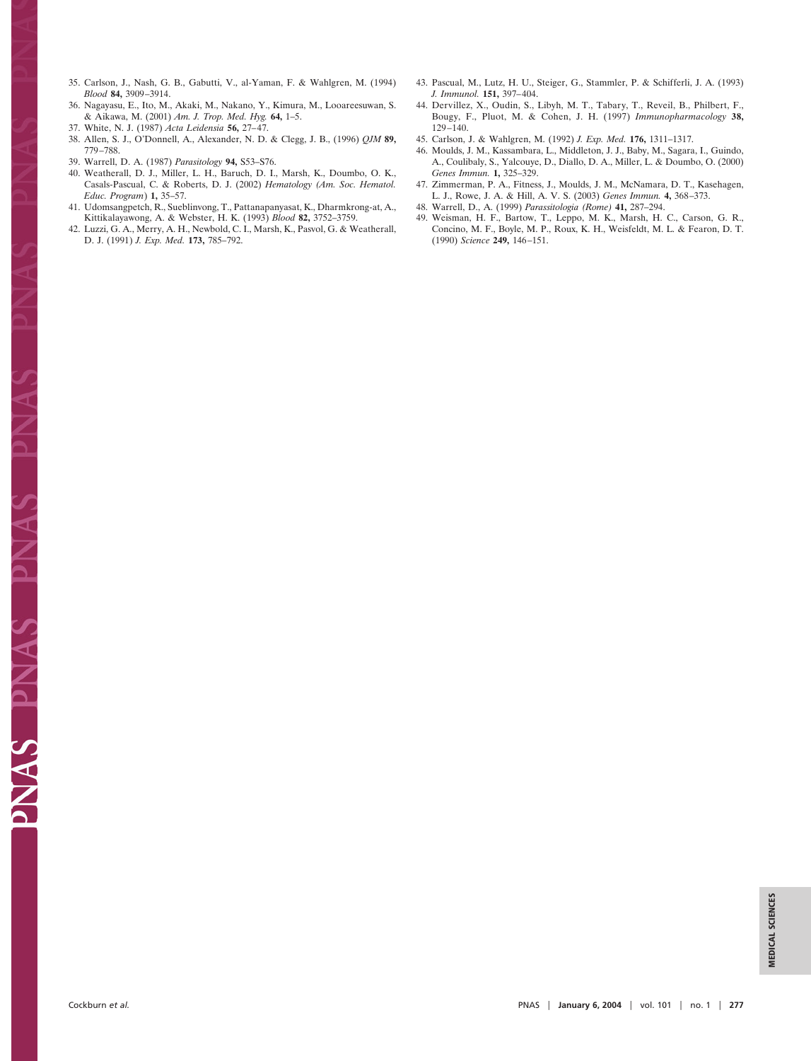35. Carlson, J., Nash, G. B., Gabutti, V., al-Yaman, F. & Wahlgren, M. (1994) *Blood* **84,** 3909–3914.
36. Nagayasu, E., Ito, M., Akaki, M., Nakano, Y., Kimura, M., Looareesuwan, S. & Aikawa, M. (2001) *Am. J. Trop. Med. Hyg.* **64,** 1–5.
37. White, N. J. (1987) *Acta Leidensia* **56,** 27–47.
38. Allen, S. J., O'Donnell, A., Alexander, N. D. & Clegg, J. B., (1996) *QJM* **89,** 779–788.
39. Warrell, D. A. (1987) *Parasitology* **94,** S53–S76.
40. Weatherall, D. J., Miller, L. H., Baruch, D. I., Marsh, K., Doumbo, O. K., Casals-Pascual, C. & Roberts, D. J. (2002) *Hematology (Am. Soc. Hematol. Educ. Program)* **1,** 35–57.
41. Udomsangpetch, R., Sueblinvong, T., Pattanapanyasat, K., Dharmkrong-at, A., Kittikalayawong, A. & Webster, H. K. (1993) *Blood* **82,** 3752–3759.
42. Luzzi, G. A., Merry, A. H., Newbold, C. I., Marsh, K., Pasvol, G. & Weatherall, D. J. (1991) *J. Exp. Med.* **173,** 785–792.
43. Pascual, M., Lutz, H. U., Steiger, G., Stammler, P. & Schifferli, J. A. (1993) *J. Immunol.* **151,** 397–404.
44. Dervillez, X., Oudin, S., Libyh, M. T., Tabary, T., Reveil, B., Philbert, F., Bougy, F., Pluot, M. & Cohen, J. H. (1997) *Immunopharmacology* **38,** 129–140.
45. Carlson, J. & Wahlgren, M. (1992) *J. Exp. Med.* **176,** 1311–1317.
46. Moulds, J. M., Kassambara, L., Middleton, J. J., Baby, M., Sagara, I., Guindo, A., Coulibaly, S., Yalcouye, D., Diallo, D. A., Miller, L. & Doumbo, O. (2000) *Genes Immun.* **1,** 325–329.
47. Zimmerman, P. A., Fitness, J., Moulds, J. M., McNamara, D. T., Kasehagen, L. J., Rowe, J. A. & Hill, A. V. S. (2003) *Genes Immun.* **4,** 368–373.
48. Warrell, D., A. (1999) *Parassitologia (Rome)* **41,** 287–294.
49. Weisman, H. F., Bartow, T., Leppo, M. K., Marsh, H. C., Carson, G. R., Concino, M. F., Boyle, M. P., Roux, K. H., Weisfeldt, M. L. & Fearon, D. T. (1990) *Science* **249,** 146–151.